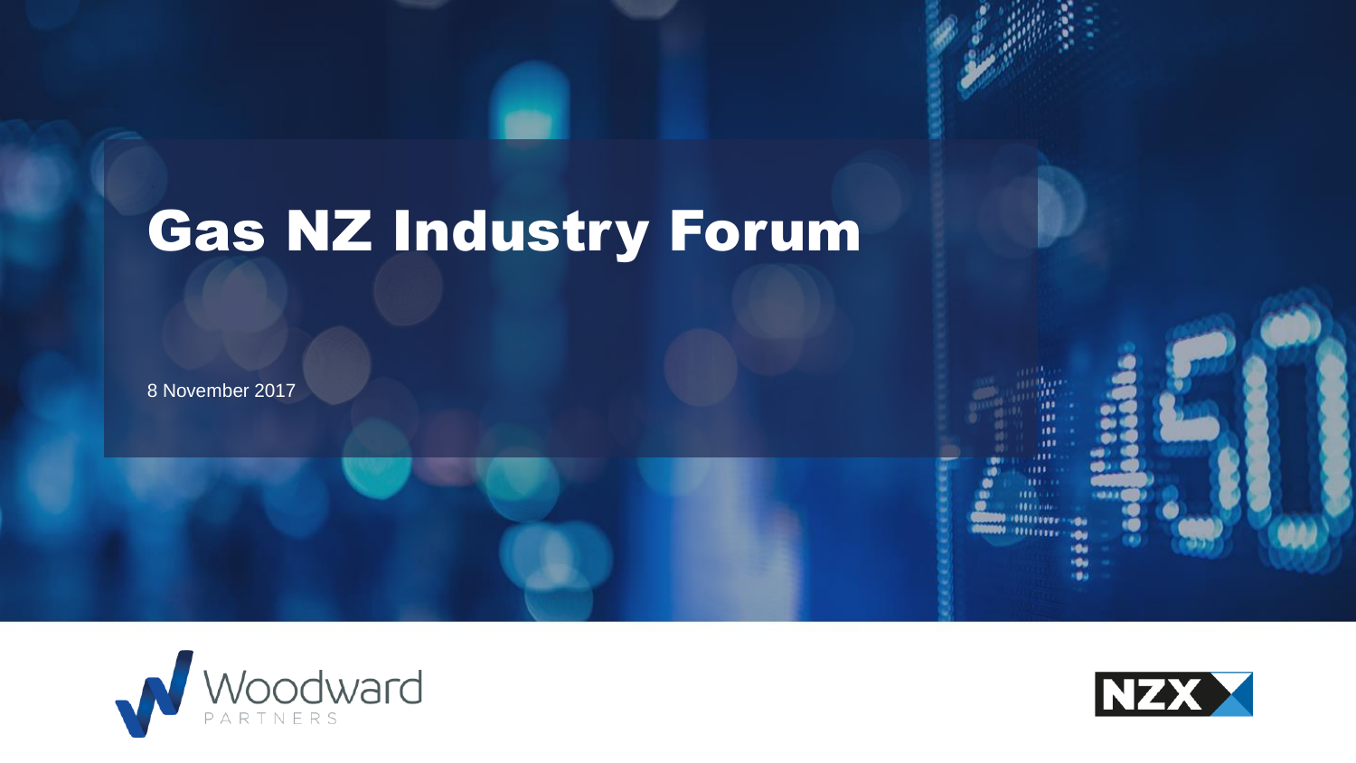# Gas NZ Industry Forum

8 November 2017

Woodward PARTNERS

NZX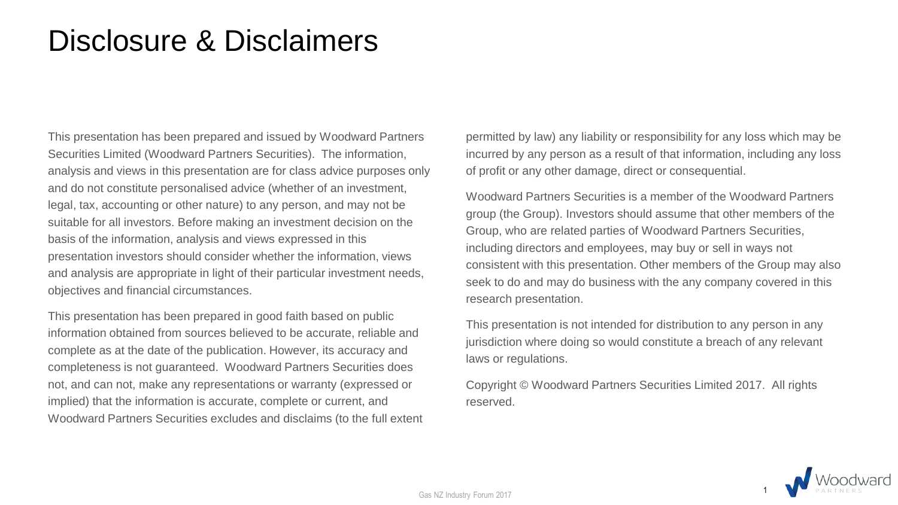# Disclosure & Disclaimers

This presentation has been prepared and issued by Woodward Partners Securities Limited (Woodward Partners Securities). The information, analysis and views in this presentation are for class advice purposes only and do not constitute personalised advice (whether of an investment, legal, tax, accounting or other nature) to any person, and may not be suitable for all investors. Before making an investment decision on the basis of the information, analysis and views expressed in this presentation investors should consider whether the information, views and analysis are appropriate in light of their particular investment needs, objectives and financial circumstances.

This presentation has been prepared in good faith based on public information obtained from sources believed to be accurate, reliable and complete as at the date of the publication. However, its accuracy and completeness is not guaranteed. Woodward Partners Securities does not, and can not, make any representations or warranty (expressed or implied) that the information is accurate, complete or current, and Woodward Partners Securities excludes and disclaims (to the full extent permitted by law) any liability or responsibility for any loss which may be incurred by any person as a result of that information, including any loss of profit or any other damage, direct or consequential.

Woodward Partners Securities is a member of the Woodward Partners group (the Group). Investors should assume that other members of the Group, who are related parties of Woodward Partners Securities, including directors and employees, may buy or sell in ways not consistent with this presentation. Other members of the Group may also seek to do and may do business with the any company covered in this research presentation.

This presentation is not intended for distribution to any person in any jurisdiction where doing so would constitute a breach of any relevant laws or regulations.

Copyright © Woodward Partners Securities Limited 2017. All rights reserved.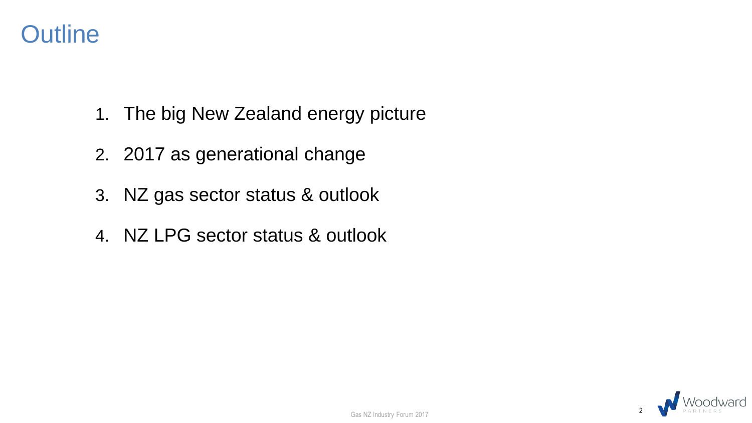# Outline

1. The big New Zealand energy picture
2. 2017 as generational change
3. NZ gas sector status & outlook
4. NZ LPG sector status & outlook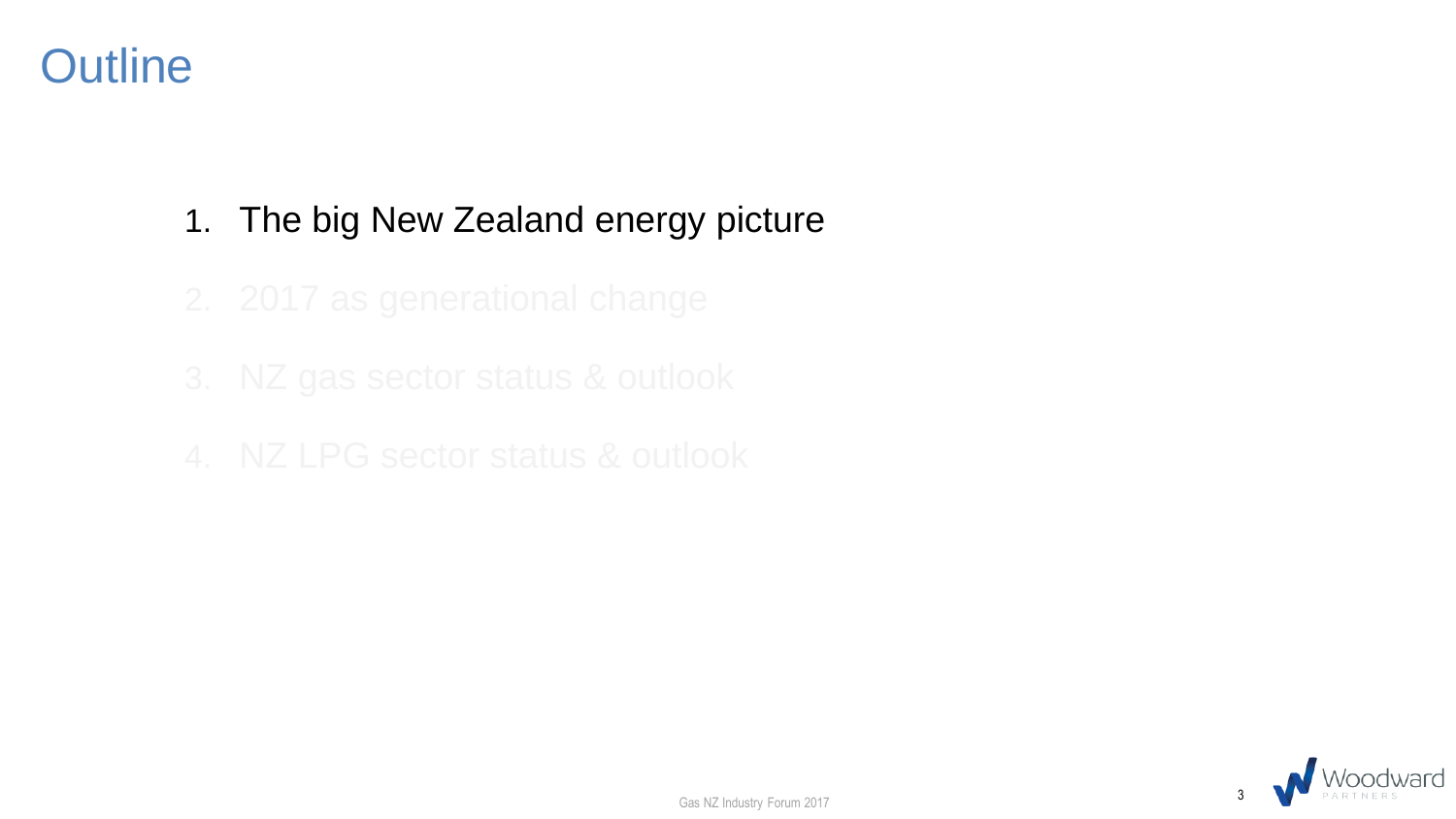# Outline

1. The big New Zealand energy picture
2. 2017 as generational change
3. NZ gas sector status & outlook
4. NZ LPG sector status & outlook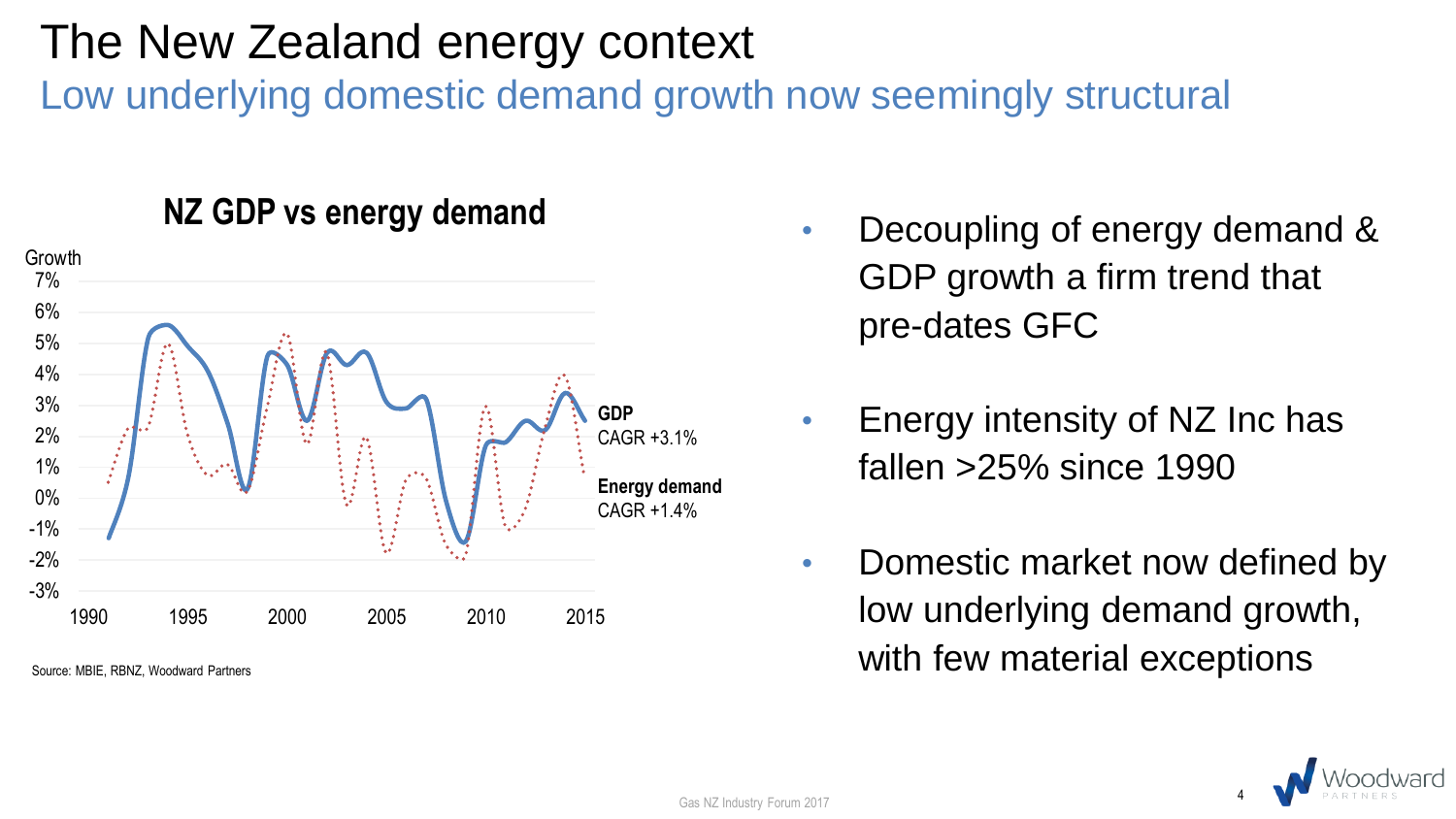# The New Zealand energy context

## Low underlying domestic demand growth now seemingly structural

**NZ GDP vs energy demand**

Growth

7%
6%
5%
4%
3%
2%
1%
0%
-1%
-2%
-3%

1990 1995 2000 2005 2010 2015

**GDP**
CAGR +3.1%

**Energy demand**
CAGR +1.4%

Source: MBIE, RBNZ, Woodward Partners

- Decoupling of energy demand & GDP growth a firm trend that pre-dates GFC
- Energy intensity of NZ Inc has fallen >25% since 1990
- Domestic market now defined by low underlying demand growth, with few material exceptions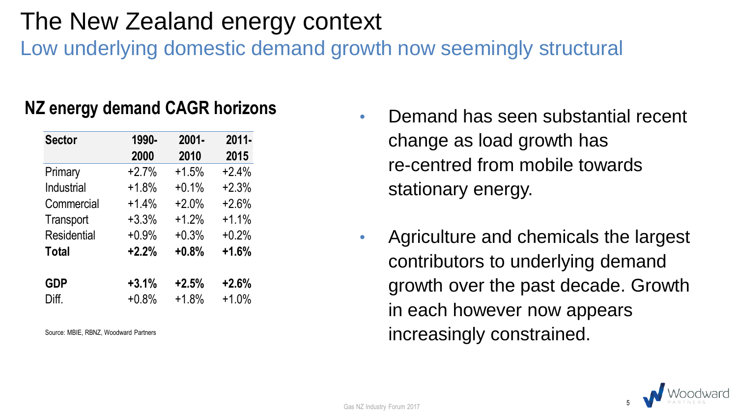# The New Zealand energy context

## Low underlying domestic demand growth now seemingly structural

### NZ energy demand CAGR horizons

| Sector | 1990-2000 | 2001-2010 | 2011-2015 |
|---|---|---|---|
| Primary | +2.7% | +1.5% | +2.4% |
| Industrial | +1.8% | +0.1% | +2.3% |
| Commercial | +1.4% | +2.0% | +2.6% |
| Transport | +3.3% | +1.2% | +1.1% |
| Residential | +0.9% | +0.3% | +0.2% |
| **Total** | **+2.2%** | **+0.8%** | **+1.6%** |
| | | | |
| **GDP** | **+3.1%** | **+2.5%** | **+2.6%** |
| Diff. | +0.8% | +1.8% | +1.0% |

Source: MBIE, RBNZ, Woodward Partners

- Demand has seen substantial recent change as load growth has re-centred from mobile towards stationary energy.
- Agriculture and chemicals the largest contributors to underlying demand growth over the past decade. Growth in each however now appears increasingly constrained.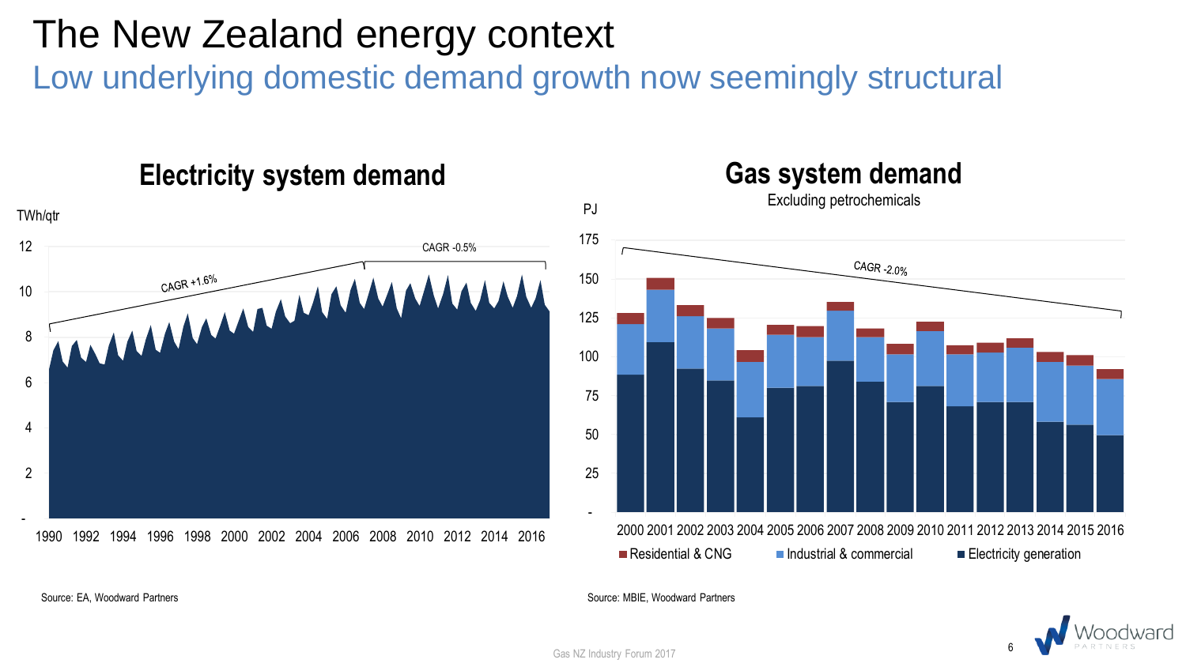# The New Zealand energy context

## Low underlying domestic demand growth now seemingly structural

### Electricity system demand

TWh/qtr

CAGR +1.6%

CAGR -0.5%

Source: EA, Woodward Partners

### Gas system demand

Excluding petrochemicals

PJ

CAGR -2.0%

Residential & CNG | Industrial & commercial | Electricity generation

Source: MBIE, Woodward Partners

Gas NZ Industry Forum 2017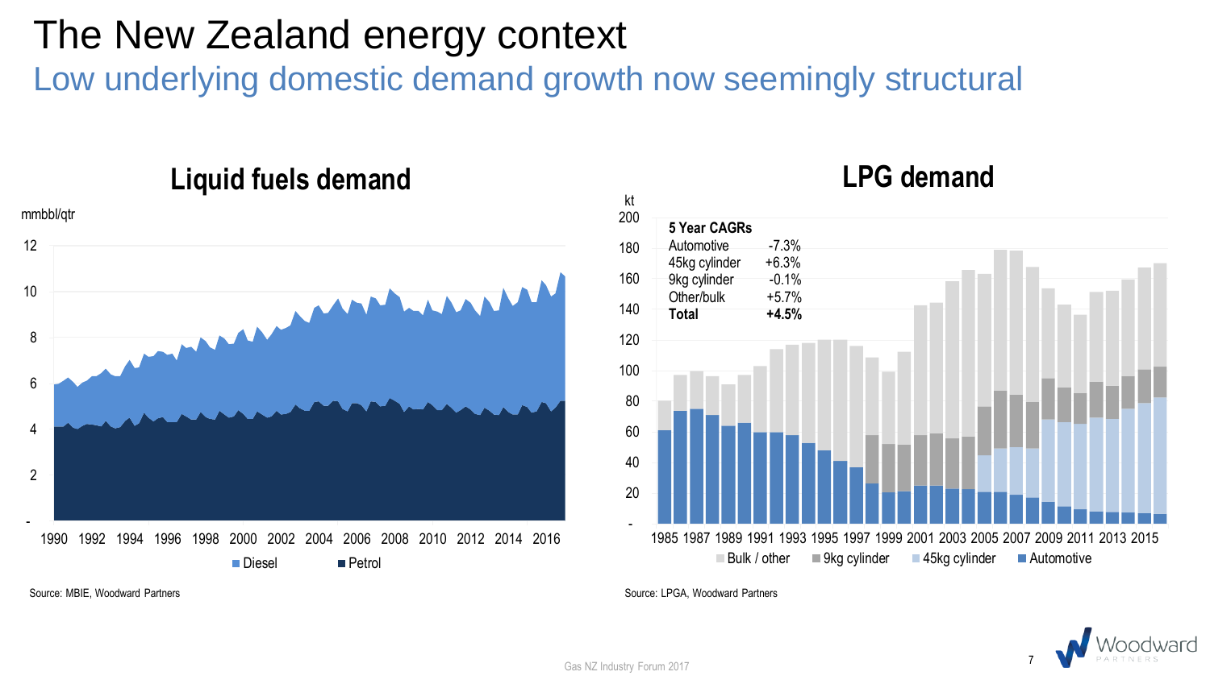# The New Zealand energy context

## Low underlying domestic demand growth now seemingly structural

### Liquid fuels demand

mmbbl/qtr

Diesel · Petrol

Source: MBIE, Woodward Partners

### LPG demand

kt

**5 Year CAGRs**

| | |
|---|---|
| Automotive | -7.3% |
| 45kg cylinder | +6.3% |
| 9kg cylinder | -0.1% |
| Other/bulk | +5.7% |
| **Total** | **+4.5%** |

Bulk / other · 9kg cylinder · 45kg cylinder · Automotive

Source: LPGA, Woodward Partners

Gas NZ Industry Forum 2017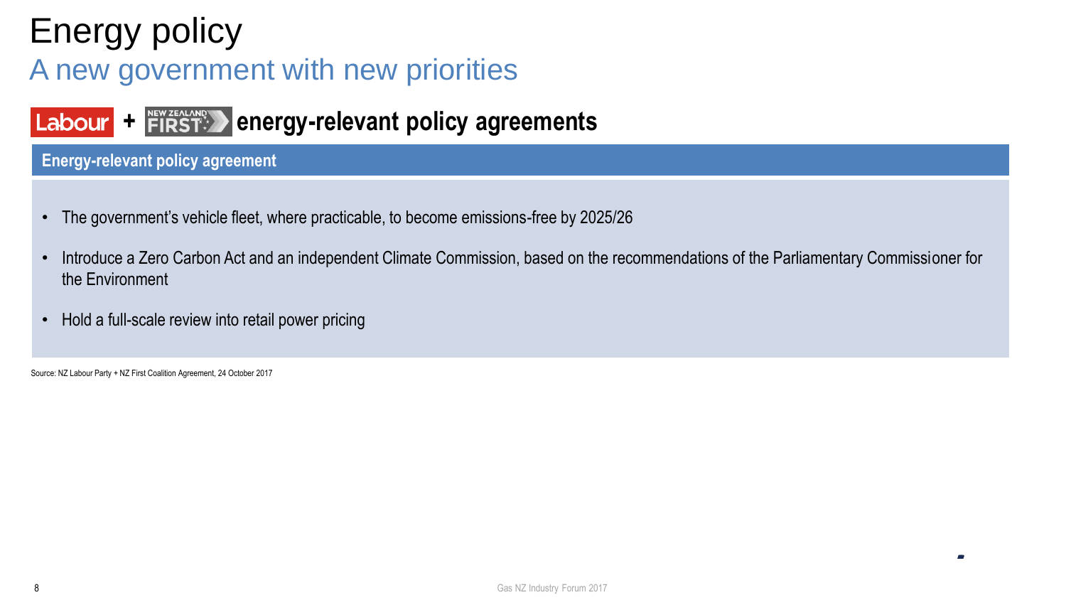# Energy policy

## A new government with new priorities

### Labour + New Zealand First energy-relevant policy agreements

**Energy-relevant policy agreement**

- The government's vehicle fleet, where practicable, to become emissions-free by 2025/26
- Introduce a Zero Carbon Act and an independent Climate Commission, based on the recommendations of the Parliamentary Commissioner for the Environment
- Hold a full-scale review into retail power pricing

Source: NZ Labour Party + NZ First Coalition Agreement, 24 October 2017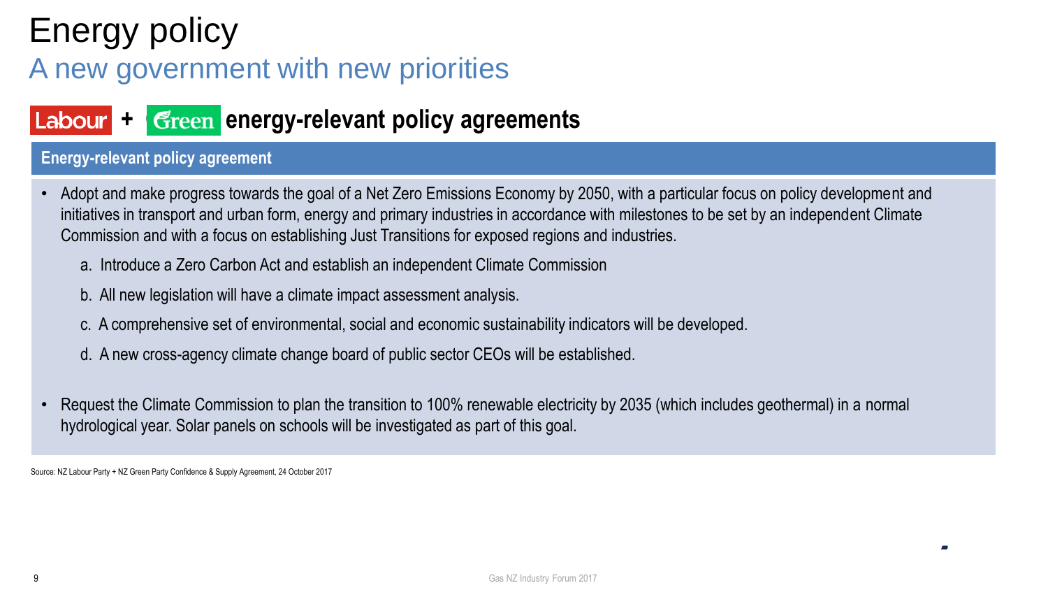# Energy policy

## A new government with new priorities

### Labour + Green energy-relevant policy agreements

**Energy-relevant policy agreement**

- Adopt and make progress towards the goal of a Net Zero Emissions Economy by 2050, with a particular focus on policy development and initiatives in transport and urban form, energy and primary industries in accordance with milestones to be set by an independent Climate Commission and with a focus on establishing Just Transitions for exposed regions and industries.
  a. Introduce a Zero Carbon Act and establish an independent Climate Commission
  b. All new legislation will have a climate impact assessment analysis.
  c. A comprehensive set of environmental, social and economic sustainability indicators will be developed.
  d. A new cross-agency climate change board of public sector CEOs will be established.

- Request the Climate Commission to plan the transition to 100% renewable electricity by 2035 (which includes geothermal) in a normal hydrological year. Solar panels on schools will be investigated as part of this goal.

Source: NZ Labour Party + NZ Green Party Confidence & Supply Agreement, 24 October 2017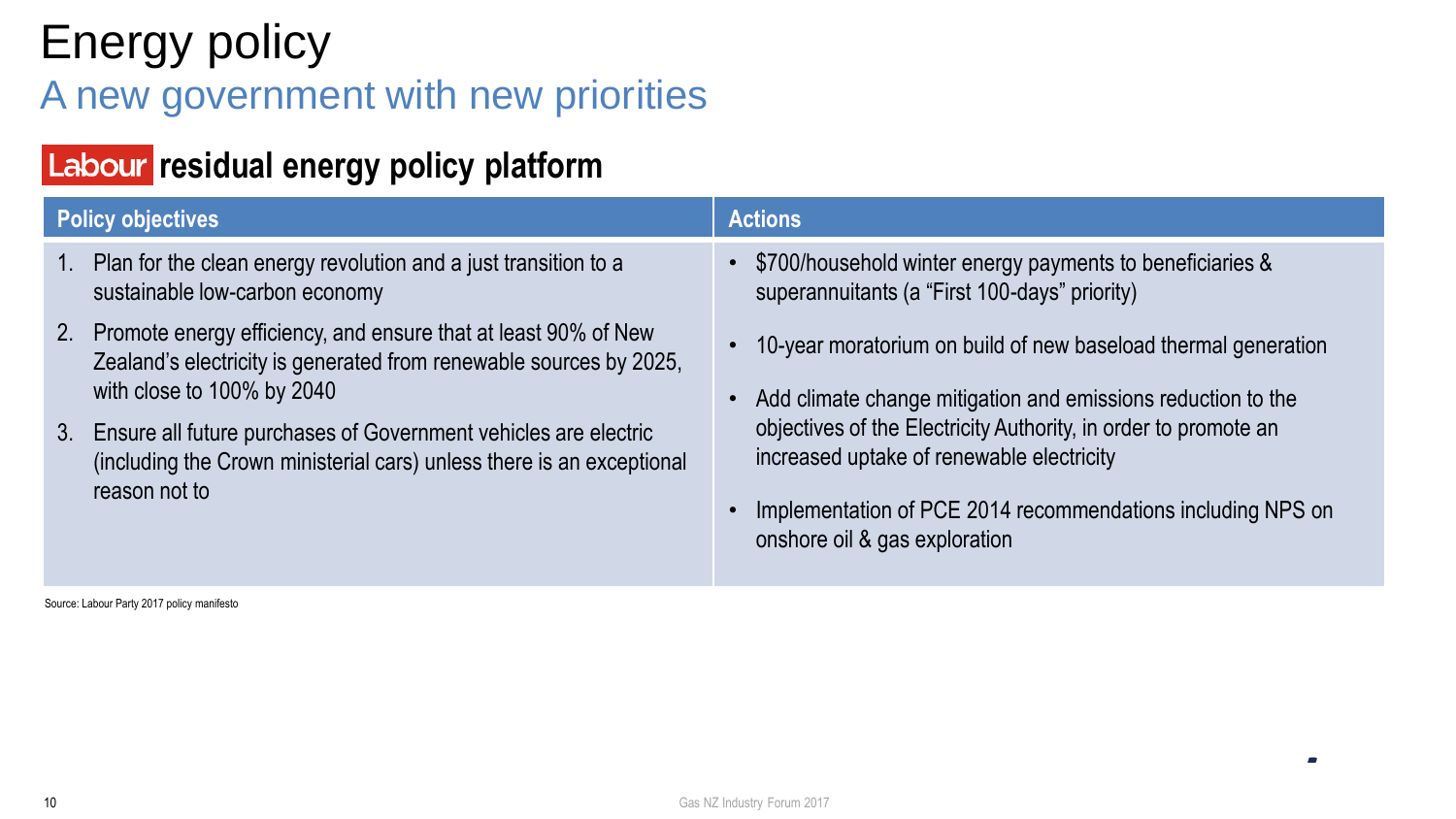# Energy policy

## A new government with new priorities

### Labour residual energy policy platform

| Policy objectives | Actions |
| --- | --- |
| 1. Plan for the clean energy revolution and a just transition to a sustainable low-carbon economy<br>2. Promote energy efficiency, and ensure that at least 90% of New Zealand's electricity is generated from renewable sources by 2025, with close to 100% by 2040<br>3. Ensure all future purchases of Government vehicles are electric (including the Crown ministerial cars) unless there is an exceptional reason not to | • $700/household winter energy payments to beneficiaries & superannuitants (a "First 100-days" priority)<br>• 10-year moratorium on build of new baseload thermal generation<br>• Add climate change mitigation and emissions reduction to the objectives of the Electricity Authority, in order to promote an increased uptake of renewable electricity<br>• Implementation of PCE 2014 recommendations including NPS on onshore oil & gas exploration |

Source: Labour Party 2017 policy manifesto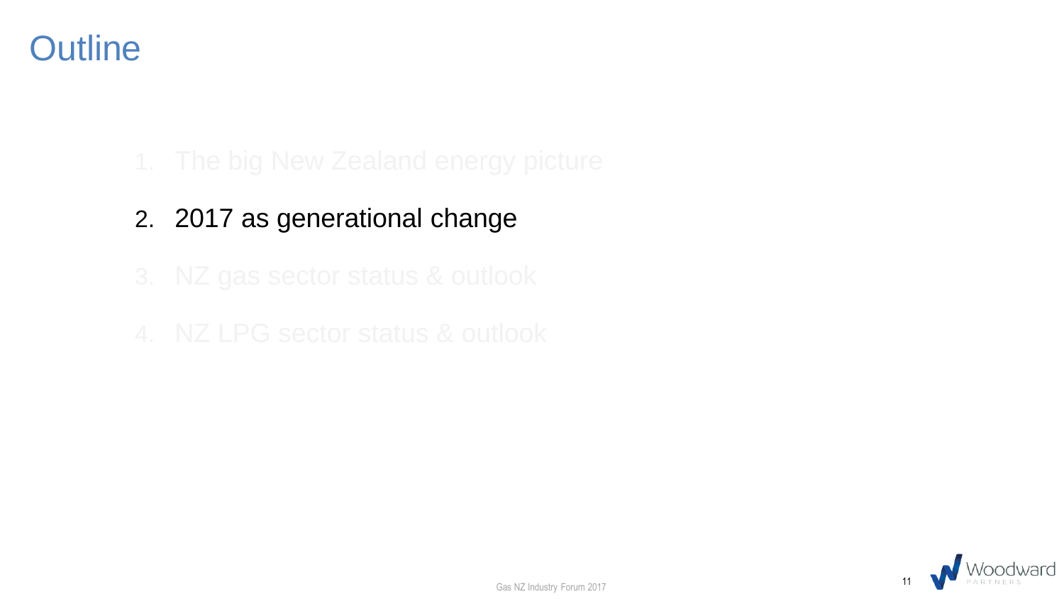# Outline

1. The big New Zealand energy picture
2. 2017 as generational change
3. NZ gas sector status & outlook
4. NZ LPG sector status & outlook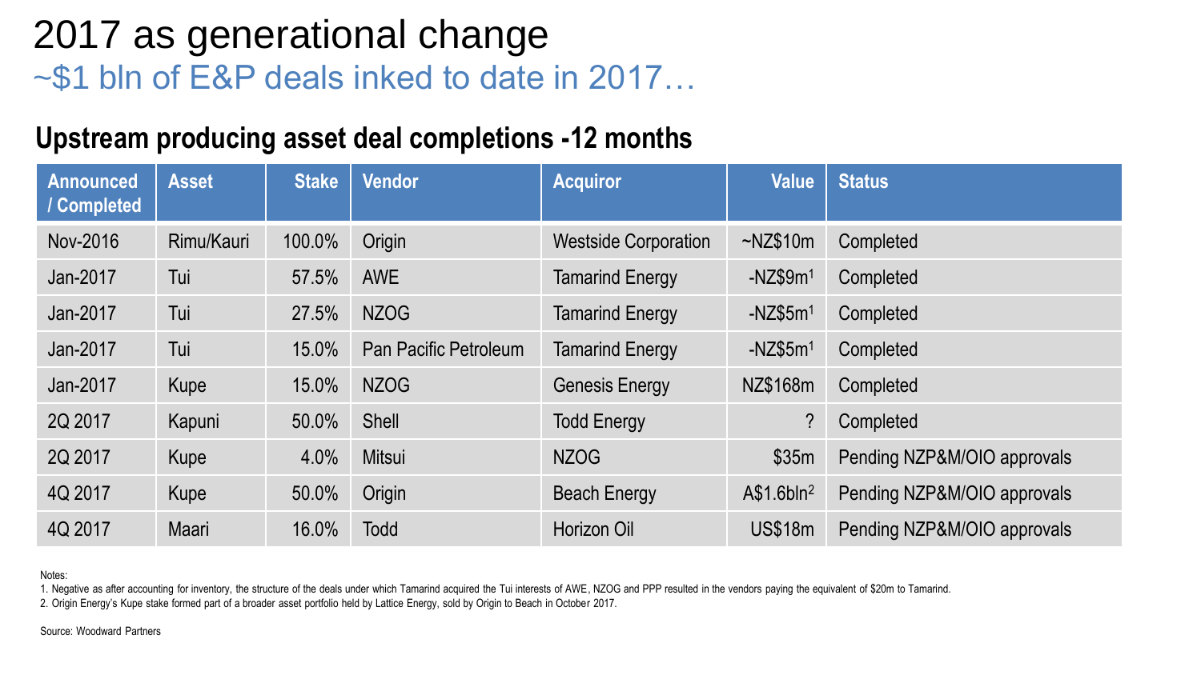# 2017 as generational change

## ~$1 bln of E&P deals inked to date in 2017…

### Upstream producing asset deal completions -12 months

| Announced / Completed | Asset | Stake | Vendor | Acquiror | Value | Status |
|---|---|---|---|---|---|---|
| Nov-2016 | Rimu/Kauri | 100.0% | Origin | Westside Corporation | ~NZ$10m | Completed |
| Jan-2017 | Tui | 57.5% | AWE | Tamarind Energy | -NZ$9m[1] | Completed |
| Jan-2017 | Tui | 27.5% | NZOG | Tamarind Energy | -NZ$5m[1] | Completed |
| Jan-2017 | Tui | 15.0% | Pan Pacific Petroleum | Tamarind Energy | -NZ$5m[1] | Completed |
| Jan-2017 | Kupe | 15.0% | NZOG | Genesis Energy | NZ$168m | Completed |
| 2Q 2017 | Kapuni | 50.0% | Shell | Todd Energy | ? | Completed |
| 2Q 2017 | Kupe | 4.0% | Mitsui | NZOG | $35m | Pending NZP&M/OIO approvals |
| 4Q 2017 | Kupe | 50.0% | Origin | Beach Energy | A$1.6bln[2] | Pending NZP&M/OIO approvals |
| 4Q 2017 | Maari | 16.0% | Todd | Horizon Oil | US$18m | Pending NZP&M/OIO approvals |

Notes:

1. Negative as after accounting for inventory, the structure of the deals under which Tamarind acquired the Tui interests of AWE, NZOG and PPP resulted in the vendors paying the equivalent of $20m to Tamarind.
2. Origin Energy's Kupe stake formed part of a broader asset portfolio held by Lattice Energy, sold by Origin to Beach in October 2017.

Source: Woodward Partners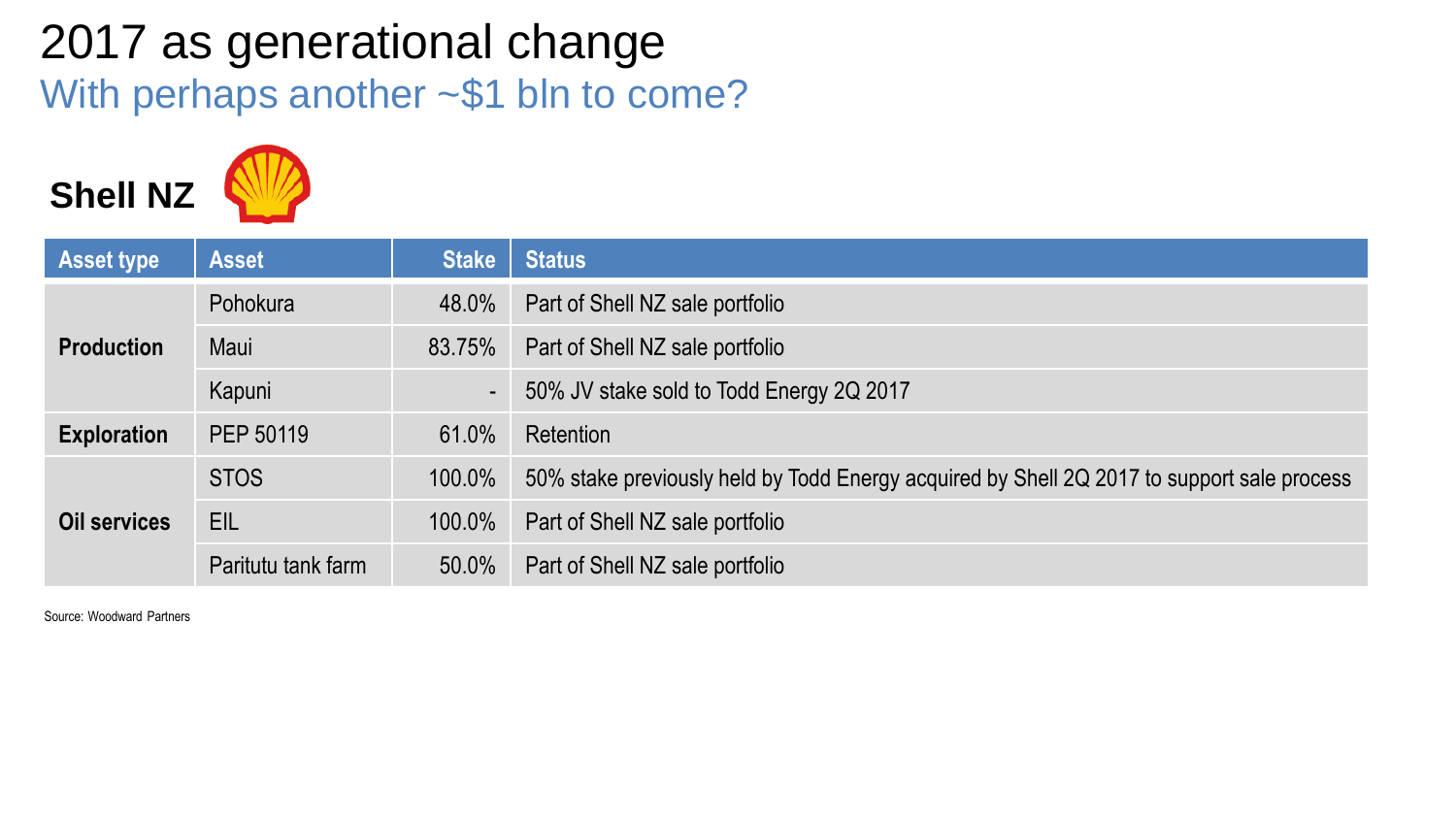# 2017 as generational change

## With perhaps another ~$1 bln to come?

### Shell NZ

| Asset type | Asset | Stake | Status |
|---|---|---|---|
| Production | Pohokura | 48.0% | Part of Shell NZ sale portfolio |
| | Maui | 83.75% | Part of Shell NZ sale portfolio |
| | Kapuni | - | 50% JV stake sold to Todd Energy 2Q 2017 |
| Exploration | PEP 50119 | 61.0% | Retention |
| Oil services | STOS | 100.0% | 50% stake previously held by Todd Energy acquired by Shell 2Q 2017 to support sale process |
| | EIL | 100.0% | Part of Shell NZ sale portfolio |
| | Paritutu tank farm | 50.0% | Part of Shell NZ sale portfolio |

Source: Woodward Partners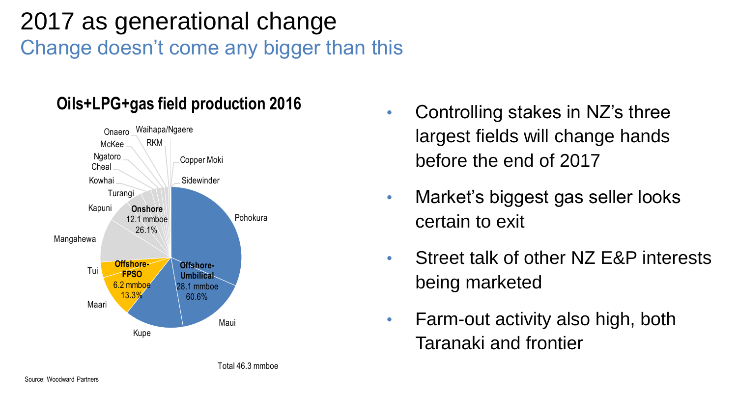# 2017 as generational change

## Change doesn't come any bigger than this

**Oils+LPG+gas field production 2016**

Onaero, Waihapa/Ngaere, McKee, RKM, Ngatoro, Cheal, Copper Moki, Kowhai, Sidewinder, Turangi, Kapuni, Pohokura, Mangahewa, Tui, Maari, Kupe, Maui

**Onshore** 12.1 mmboe 26.1%

**Offshore-FPSO** 6.2 mmboe 13.3%

**Offshore-Umbilical** 28.1 mmboe 60.6%

Total 46.3 mmboe

- Controlling stakes in NZ's three largest fields will change hands before the end of 2017
- Market's biggest gas seller looks certain to exit
- Street talk of other NZ E&P interests being marketed
- Farm-out activity also high, both Taranaki and frontier

Source: Woodward Partners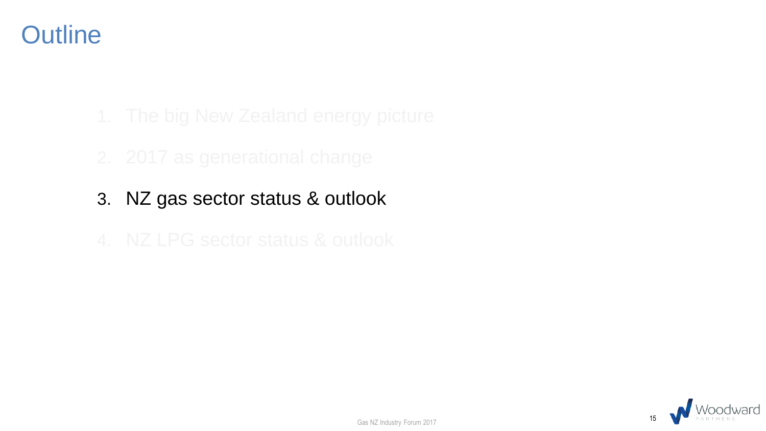# Outline

1. The big New Zealand energy picture
2. 2017 as generational change
3. NZ gas sector status & outlook
4. NZ LPG sector status & outlook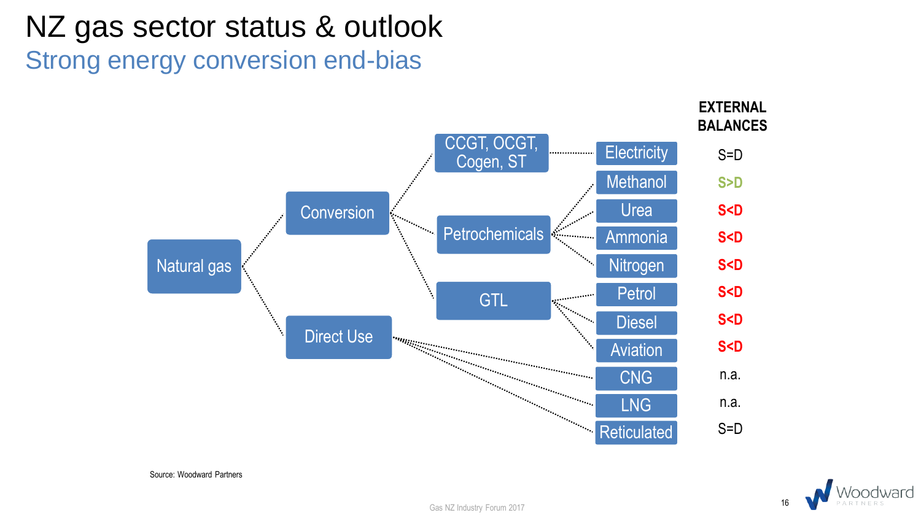# NZ gas sector status & outlook

## Strong energy conversion end-bias

- Natural gas
  - Conversion
    - CCGT, OCGT, Cogen, ST
      - Electricity
    - Petrochemicals
      - Methanol
      - Urea
      - Ammonia
      - Nitrogen
    - GTL
      - Petrol
      - Diesel
      - Aviation
  - Direct Use
    - CNG
    - LNG
    - Reticulated

| Product | EXTERNAL BALANCES |
|---|---|
| Electricity | S=D |
| Methanol | S>D |
| Urea | S<D |
| Ammonia | S<D |
| Nitrogen | S<D |
| Petrol | S<D |
| Diesel | S<D |
| Aviation | S<D |
| CNG | n.a. |
| LNG | n.a. |
| Reticulated | S=D |

Source: Woodward Partners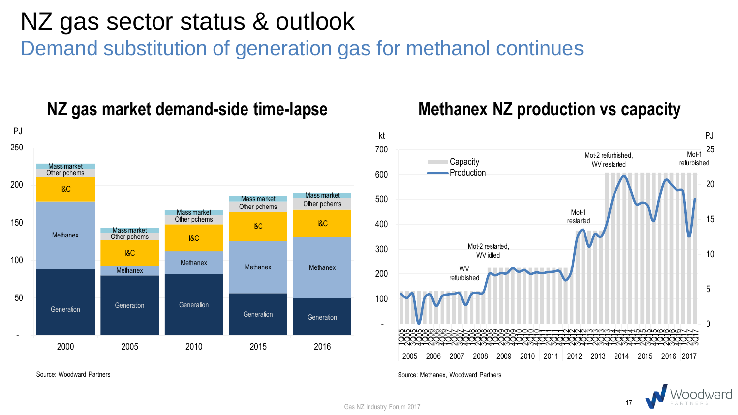# NZ gas sector status & outlook

## Demand substitution of generation gas for methanol continues

### NZ gas market demand-side time-lapse

Source: Woodward Partners

### Methanex NZ production vs capacity

Source: Methanex, Woodward Partners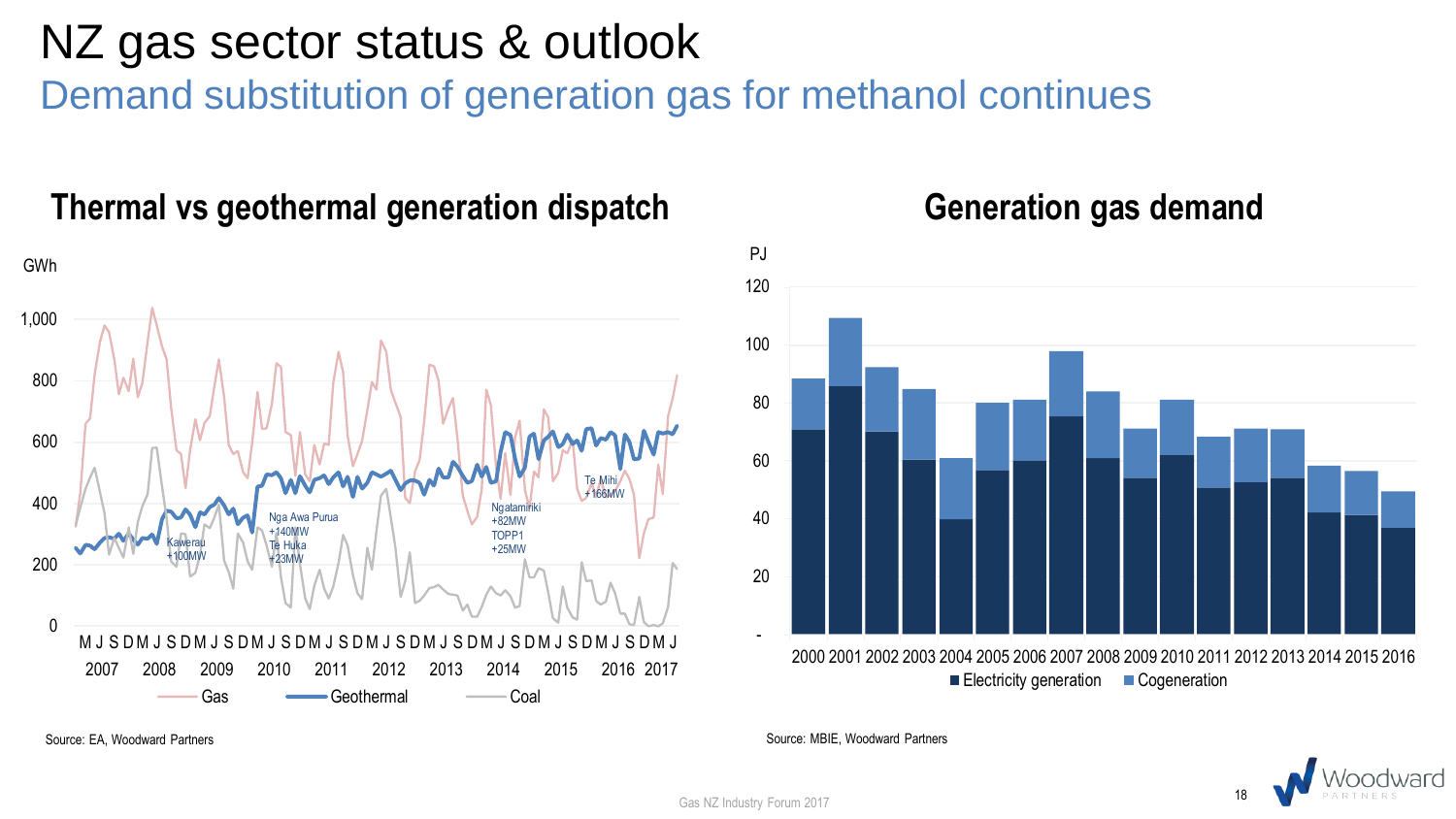# NZ gas sector status & outlook

## Demand substitution of generation gas for methanol continues

### Thermal vs geothermal generation dispatch

GWh

Kawerau +100MW

Nga Awa Purua +140MW
Te Huka +23MW

Ngatamariki +82MW
TOPP1 +25MW

Te Mihi +166MW

Gas — Geothermal — Coal

Source: EA, Woodward Partners

### Generation gas demand

PJ

■ Electricity generation ■ Cogeneration

Source: MBIE, Woodward Partners

Gas NZ Industry Forum 2017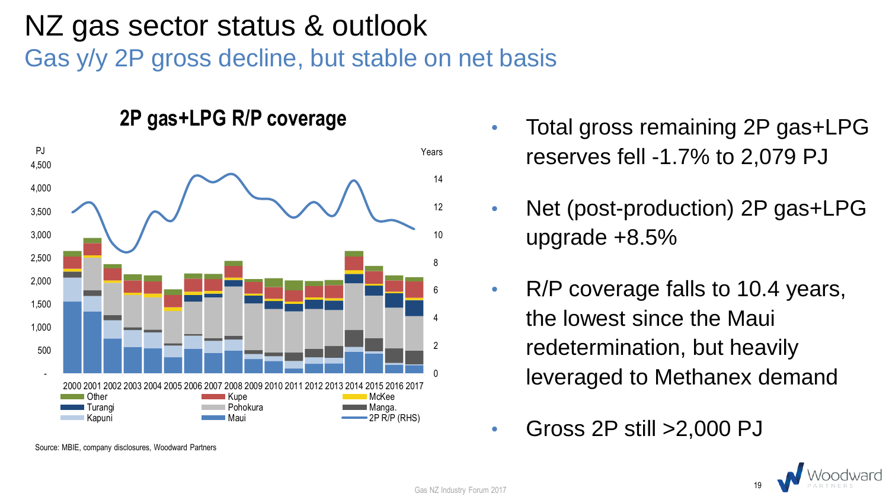# NZ gas sector status & outlook

## Gas y/y 2P gross decline, but stable on net basis

**2P gas+LPG R/P coverage**

Source: MBIE, company disclosures, Woodward Partners

- Total gross remaining 2P gas+LPG reserves fell -1.7% to 2,079 PJ
- Net (post-production) 2P gas+LPG upgrade +8.5%
- R/P coverage falls to 10.4 years, the lowest since the Maui redetermination, but heavily leveraged to Methanex demand
- Gross 2P still >2,000 PJ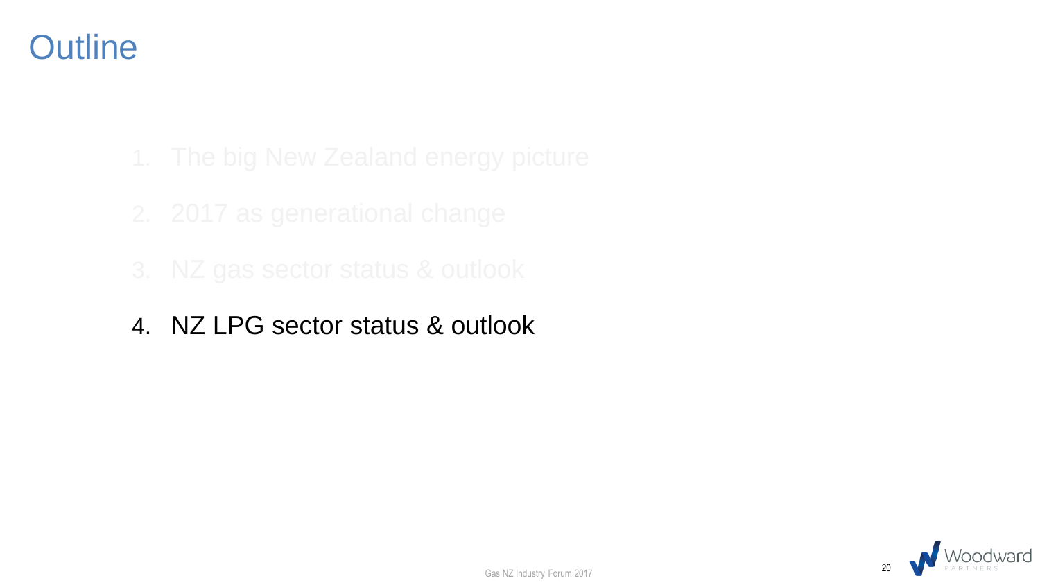# Outline

1. The big New Zealand energy picture
2. 2017 as generational change
3. NZ gas sector status & outlook
4. NZ LPG sector status & outlook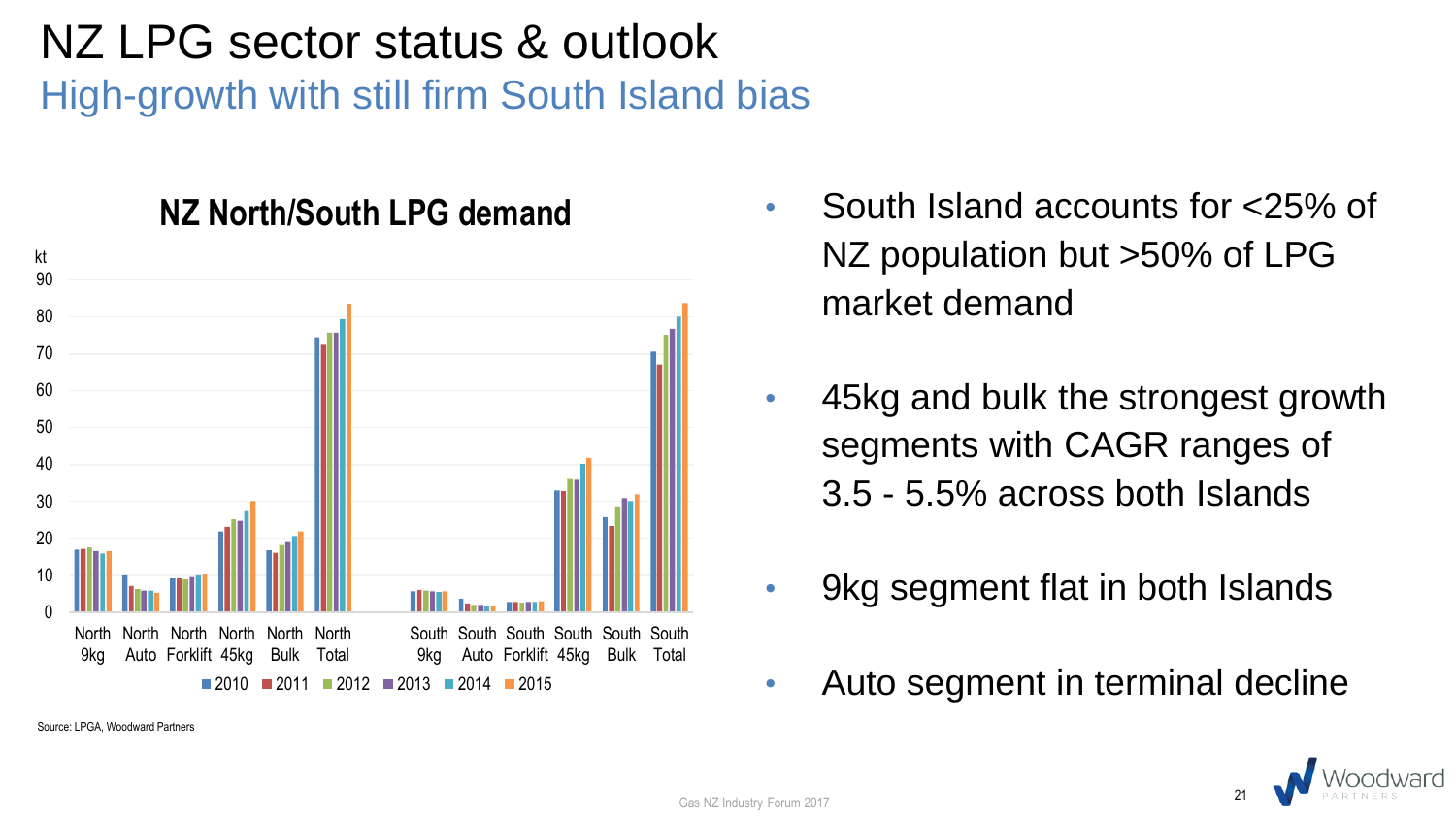# NZ LPG sector status & outlook

## High-growth with still firm South Island bias

**NZ North/South LPG demand**

kt

| | 2010 | 2011 | 2012 | 2013 | 2014 | 2015 |
|---|---|---|---|---|---|---|
| North 9kg | 17 | 17 | 17.5 | 16.5 | 16 | 16.5 |
| North Auto | 10 | 7 | 6 | 6 | 5.5 | 5 |
| North Forklift | 9 | 9 | 8.5 | 9.5 | 10 | 10 |
| North 45kg | 22 | 23 | 25 | 25 | 27 | 30 |
| North Bulk | 16.5 | 16 | 18 | 19 | 20.5 | 22 |
| North Total | 74.5 | 72.5 | 75.5 | 75.5 | 79 | 83.5 |
| South 9kg | 5.5 | 6 | 5.5 | 5.5 | 5.5 | 5.5 |
| South Auto | 3.5 | 2 | 2 | 2 | 1.5 | 1.5 |
| South Forklift | 2.5 | 2.5 | 2.5 | 2.5 | 2.5 | 2.5 |
| South 45kg | 33 | 33 | 36 | 36 | 40 | 41.5 |
| South Bulk | 26 | 23.5 | 28.5 | 31 | 30 | 32 |
| South Total | 70.5 | 67 | 75 | 77 | 80 | 84 |

Source: LPGA, Woodward Partners

- South Island accounts for <25% of NZ population but >50% of LPG market demand
- 45kg and bulk the strongest growth segments with CAGR ranges of 3.5 - 5.5% across both Islands
- 9kg segment flat in both Islands
- Auto segment in terminal decline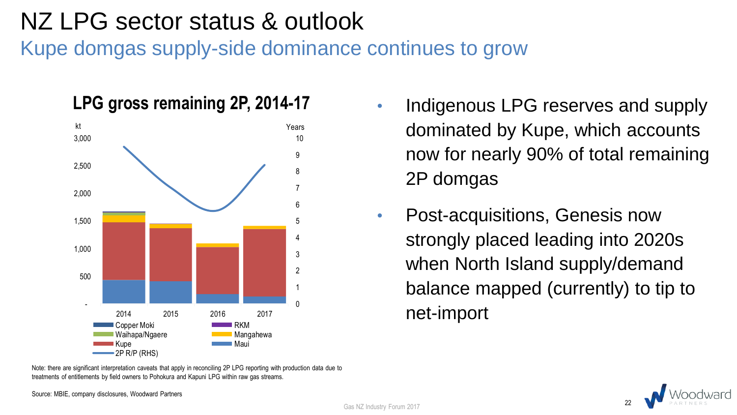# NZ LPG sector status & outlook

## Kupe domgas supply-side dominance continues to grow

**LPG gross remaining 2P, 2014-17**

kt | Years

Legend: Copper Moki, RKM, Waihapa/Ngaere, Mangahewa, Kupe, Maui, 2P R/P (RHS)

- Indigenous LPG reserves and supply dominated by Kupe, which accounts now for nearly 90% of total remaining 2P domgas
- Post-acquisitions, Genesis now strongly placed leading into 2020s when North Island supply/demand balance mapped (currently) to tip to net-import

Note: there are significant interpretation caveats that apply in reconciling 2P LPG reporting with production data due to treatments of entitlements by field owners to Pohokura and Kapuni LPG within raw gas streams.

Source: MBIE, company disclosures, Woodward Partners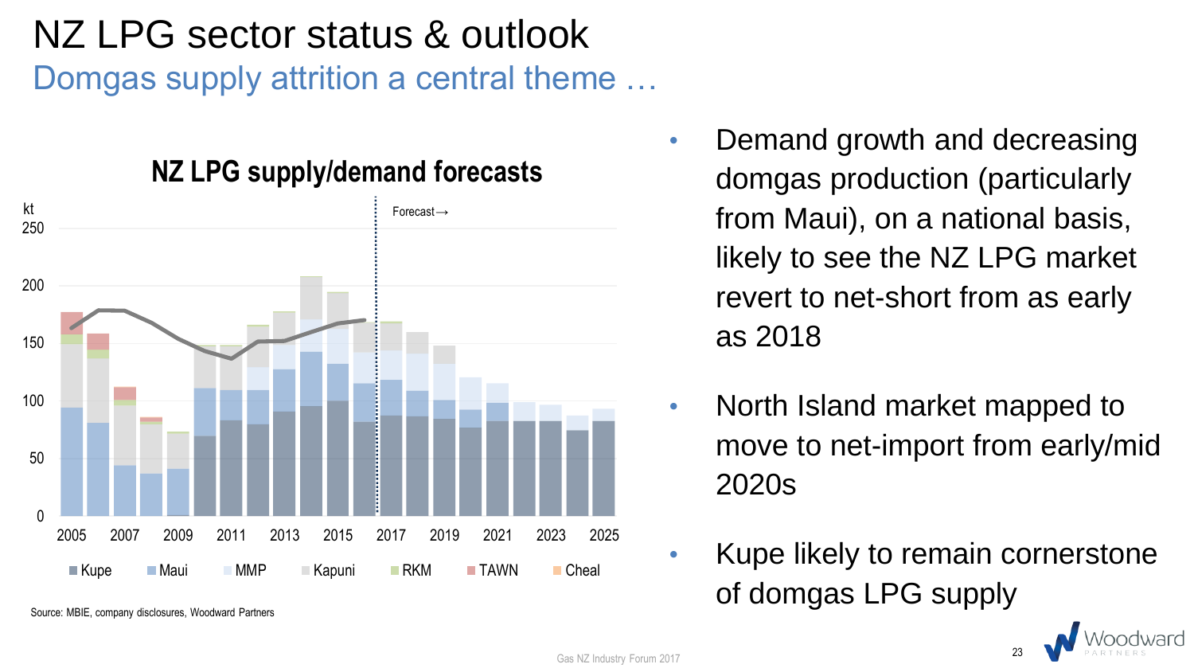# NZ LPG sector status & outlook

## Domgas supply attrition a central theme …

**NZ LPG supply/demand forecasts**

Source: MBIE, company disclosures, Woodward Partners

- Demand growth and decreasing domgas production (particularly from Maui), on a national basis, likely to see the NZ LPG market revert to net-short from as early as 2018
- North Island market mapped to move to net-import from early/mid 2020s
- Kupe likely to remain cornerstone of domgas LPG supply

Gas NZ Industry Forum 2017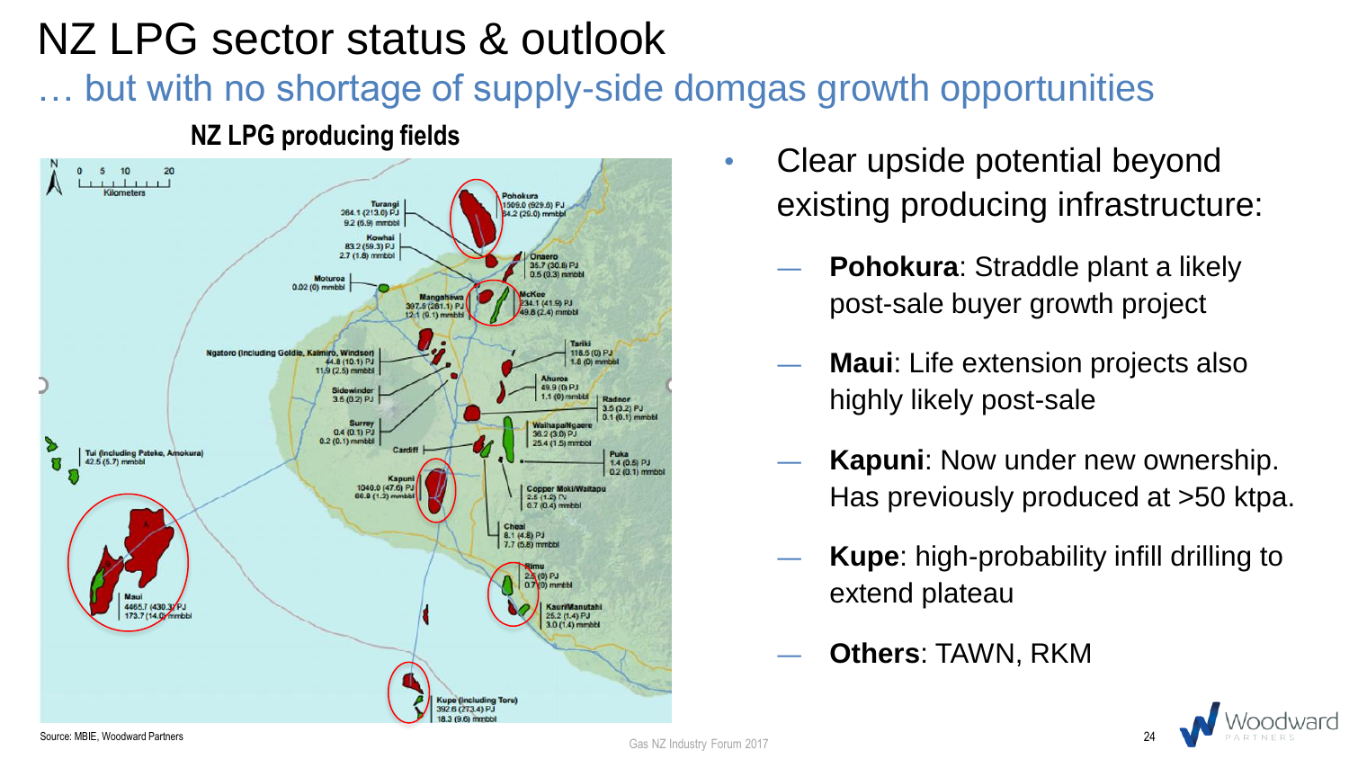# NZ LPG sector status & outlook

## … but with no shortage of supply-side domgas growth opportunities

**NZ LPG producing fields**

- Turangi: 264.1 (213.0) PJ, 9.2 (6.9) mmbbl
- Kowhai: 83.2 (59.3) PJ, 2.7 (1.8) mmbbl
- Moturoa: 0.02 (0) mmbbl
- Pohokura: 1509.0 (929.6) PJ, 54.2 (29.0) mmbbl
- Onaero: 35.7 (30.6) PJ, 0.5 (0.3) mmbbl
- Mangahewa: 397.5 (281.1) PJ, 12.1 (9.1) mmbbl
- McKee: 234.1 (41.9) PJ, 49.8 (2.4) mmbbl
- Ngatoro (including Goldie, Kaimiro, Windsor): 44.8 (10.1) PJ, 11.9 (2.5) mmbbl
- Tariki: 118.5 (0) PJ, 1.8 (0) mmbbl
- Ahuroa: 49.9 (0) PJ, 1.1 (0) mmbbl
- Radnor: 3.5 (3.2) PJ, 0.1 (0.1) mmbbl
- Sidewinder: 3.5 (0.2) PJ
- Surrey: 0.4 (0.1) PJ, 0.2 (0.1) mmbbl
- Waihapa/Ngaere: 36.2 (3.0) PJ, 25.4 (1.5) mmbbl
- Cardiff
- Tui (including Pateke, Amokura): 42.5 (5.7) mmbbl
- Puka: 1.4 (0.5) PJ, 0.2 (0.1) mmbbl
- Kapuni: 1040.0 (47.6) PJ, 66.9 (1.2) mmbbl
- Copper Moki/Waitapu: 2.5 (1.2) PJ, 0.7 (0.4) mmbbl
- Cheal: 8.1 (4.8) PJ, 7.7 (5.8) mmbbl
- Rimu: 2.5 (0) PJ, 0.7 (0) mmbbl
- Maui: 4465.7 (430.3) PJ, 173.7 (14.0) mmbbl
- Kauri/Manutahi: 25.2 (1.4) PJ, 3.0 (1.4) mmbbl
- Kupe (including Toru): 392.6 (273.4) PJ, 18.3 (9.6) mmbbl

- Clear upside potential beyond existing producing infrastructure:
  - **Pohokura**: Straddle plant a likely post-sale buyer growth project
  - **Maui**: Life extension projects also highly likely post-sale
  - **Kapuni**: Now under new ownership. Has previously produced at >50 ktpa.
  - **Kupe**: high-probability infill drilling to extend plateau
  - **Others**: TAWN, RKM

Source: MBIE, Woodward Partners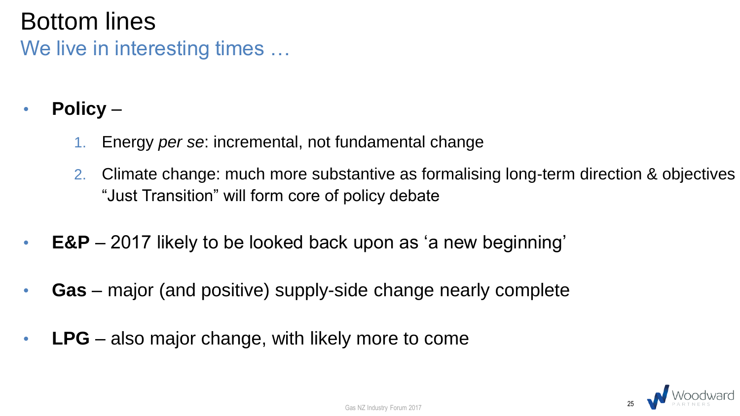# Bottom lines

## We live in interesting times …

- **Policy** –
  1. Energy *per se*: incremental, not fundamental change
  2. Climate change: much more substantive as formalising long-term direction & objectives "Just Transition" will form core of policy debate
- **E&P** – 2017 likely to be looked back upon as 'a new beginning'
- **Gas** – major (and positive) supply-side change nearly complete
- **LPG** – also major change, with likely more to come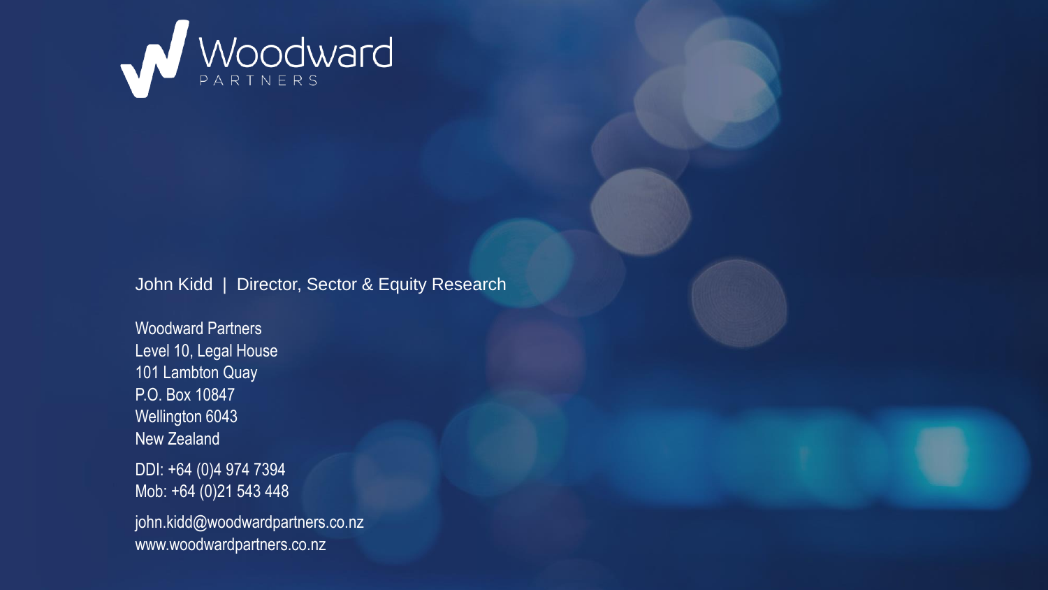Woodward PARTNERS

John Kidd | Director, Sector & Equity Research

Woodward Partners
Level 10, Legal House
101 Lambton Quay
P.O. Box 10847
Wellington 6043
New Zealand

DDI: +64 (0)4 974 7394
Mob: +64 (0)21 543 448

john.kidd@woodwardpartners.co.nz
www.woodwardpartners.co.nz